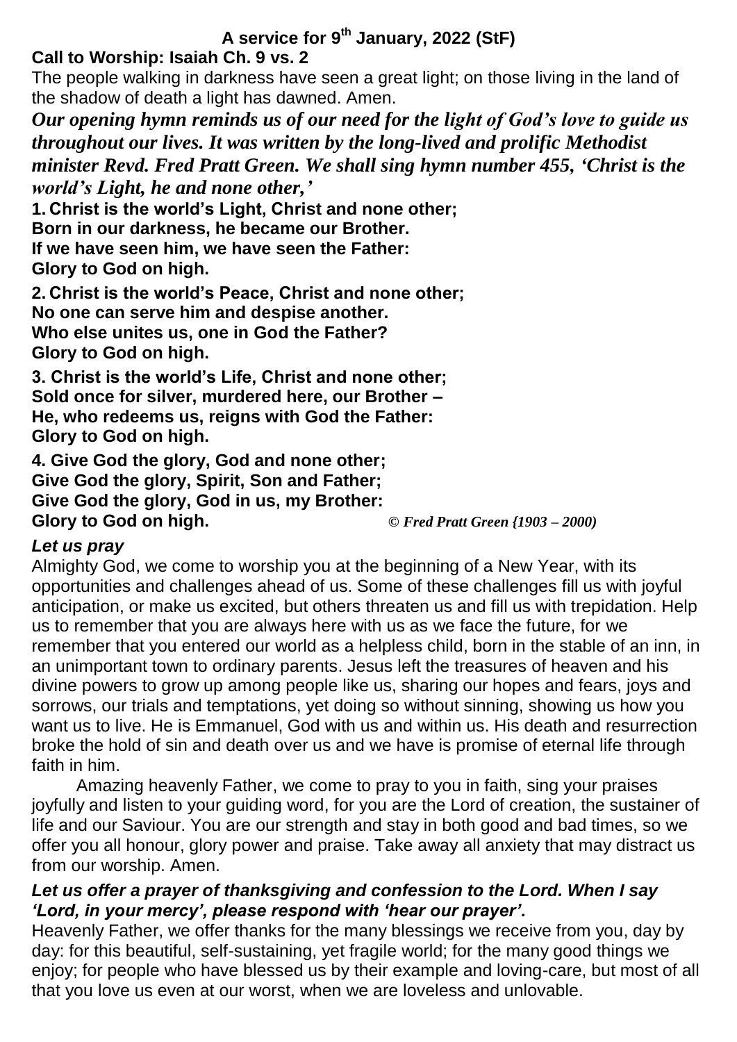# A service for 9th January, 2022 (StF)

**Call to Worship: Isaiah Ch. 9 vs. 2**

The people walking in darkness have seen a great light; on those living in the land of the shadow of death a light has dawned. Amen.

***Our opening hymn reminds us of our need for the light of God's love to guide us throughout our lives. It was written by the long-lived and prolific Methodist minister Revd. Fred Pratt Green. We shall sing hymn number 455, 'Christ is the world's Light, he and none other,'***

**1. Christ is the world's Light, Christ and none other;**
**Born in our darkness, he became our Brother.**
**If we have seen him, we have seen the Father:**
**Glory to God on high.**

**2. Christ is the world's Peace, Christ and none other;**
**No one can serve him and despise another.**
**Who else unites us, one in God the Father?**
**Glory to God on high.**

**3. Christ is the world's Life, Christ and none other;**
**Sold once for silver, murdered here, our Brother –**
**He, who redeems us, reigns with God the Father:**
**Glory to God on high.**

**4. Give God the glory, God and none other;**
**Give God the glory, Spirit, Son and Father;**
**Give God the glory, God in us, my Brother:**
**Glory to God on high.** *© Fred Pratt Green {1903 – 2000)*

***Let us pray***

Almighty God, we come to worship you at the beginning of a New Year, with its opportunities and challenges ahead of us. Some of these challenges fill us with joyful anticipation, or make us excited, but others threaten us and fill us with trepidation. Help us to remember that you are always here with us as we face the future, for we remember that you entered our world as a helpless child, born in the stable of an inn, in an unimportant town to ordinary parents. Jesus left the treasures of heaven and his divine powers to grow up among people like us, sharing our hopes and fears, joys and sorrows, our trials and temptations, yet doing so without sinning, showing us how you want us to live. He is Emmanuel, God with us and within us. His death and resurrection broke the hold of sin and death over us and we have is promise of eternal life through faith in him.

Amazing heavenly Father, we come to pray to you in faith, sing your praises joyfully and listen to your guiding word, for you are the Lord of creation, the sustainer of life and our Saviour. You are our strength and stay in both good and bad times, so we offer you all honour, glory power and praise. Take away all anxiety that may distract us from our worship. Amen.

***Let us offer a prayer of thanksgiving and confession to the Lord. When I say 'Lord, in your mercy', please respond with 'hear our prayer'.***

Heavenly Father, we offer thanks for the many blessings we receive from you, day by day: for this beautiful, self-sustaining, yet fragile world; for the many good things we enjoy; for people who have blessed us by their example and loving-care, but most of all that you love us even at our worst, when we are loveless and unlovable.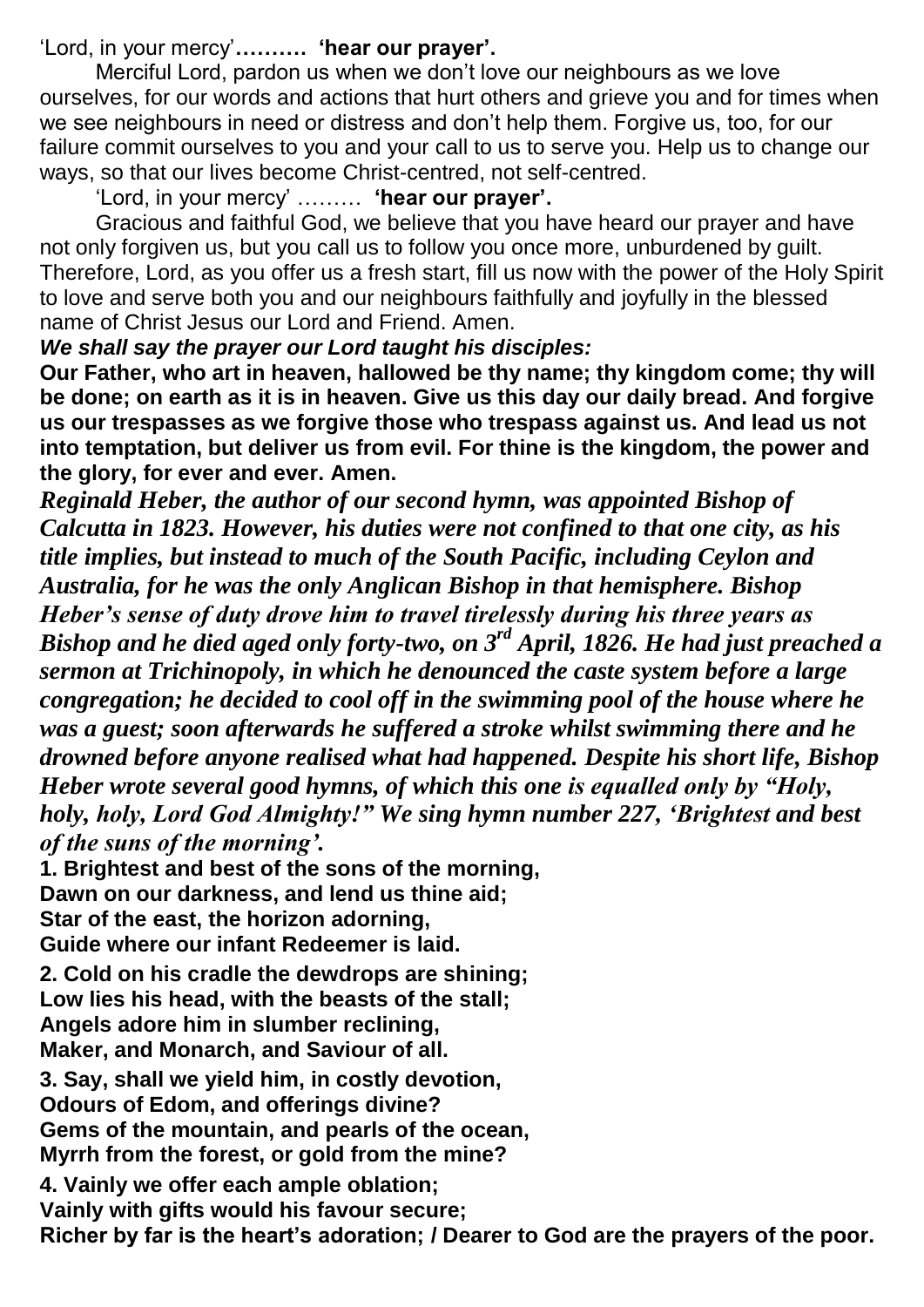'Lord, in your mercy'**……… 'hear our prayer'.**

Merciful Lord, pardon us when we don't love our neighbours as we love ourselves, for our words and actions that hurt others and grieve you and for times when we see neighbours in need or distress and don't help them. Forgive us, too, for our failure commit ourselves to you and your call to us to serve you. Help us to change our ways, so that our lives become Christ-centred, not self-centred.

'Lord, in your mercy' ……… **'hear our prayer'.**

Gracious and faithful God, we believe that you have heard our prayer and have not only forgiven us, but you call us to follow you once more, unburdened by guilt. Therefore, Lord, as you offer us a fresh start, fill us now with the power of the Holy Spirit to love and serve both you and our neighbours faithfully and joyfully in the blessed name of Christ Jesus our Lord and Friend. Amen.

***We shall say the prayer our Lord taught his disciples:***

**Our Father, who art in heaven, hallowed be thy name; thy kingdom come; thy will be done; on earth as it is in heaven. Give us this day our daily bread. And forgive us our trespasses as we forgive those who trespass against us. And lead us not into temptation, but deliver us from evil. For thine is the kingdom, the power and the glory, for ever and ever. Amen.**

***Reginald Heber, the author of our second hymn, was appointed Bishop of Calcutta in 1823. However, his duties were not confined to that one city, as his title implies, but instead to much of the South Pacific, including Ceylon and Australia, for he was the only Anglican Bishop in that hemisphere. Bishop Heber's sense of duty drove him to travel tirelessly during his three years as Bishop and he died aged only forty-two, on 3rd April, 1826. He had just preached a sermon at Trichinopoly, in which he denounced the caste system before a large congregation; he decided to cool off in the swimming pool of the house where he was a guest; soon afterwards he suffered a stroke whilst swimming there and he drowned before anyone realised what had happened. Despite his short life, Bishop Heber wrote several good hymns, of which this one is equalled only by "Holy, holy, holy, Lord God Almighty!" We sing hymn number 227, 'Brightest and best of the suns of the morning'.***

**1. Brightest and best of the sons of the morning,**
**Dawn on our darkness, and lend us thine aid;**
**Star of the east, the horizon adorning,**
**Guide where our infant Redeemer is laid.**

**2. Cold on his cradle the dewdrops are shining;**
**Low lies his head, with the beasts of the stall;**
**Angels adore him in slumber reclining,**
**Maker, and Monarch, and Saviour of all.**

**3. Say, shall we yield him, in costly devotion,**
**Odours of Edom, and offerings divine?**
**Gems of the mountain, and pearls of the ocean,**
**Myrrh from the forest, or gold from the mine?**

**4. Vainly we offer each ample oblation;**
**Vainly with gifts would his favour secure;**
**Richer by far is the heart's adoration; / Dearer to God are the prayers of the poor.**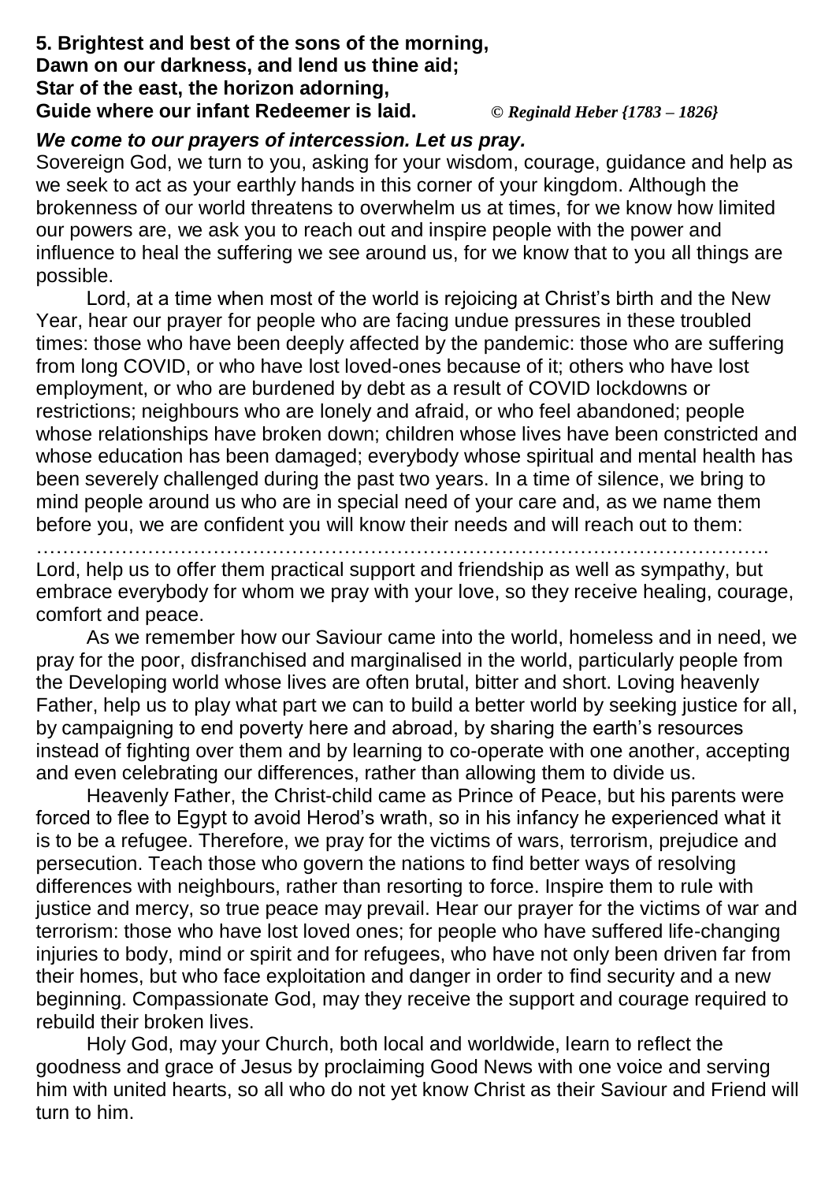**5. Brightest and best of the sons of the morning,**
**Dawn on our darkness, and lend us thine aid;**
**Star of the east, the horizon adorning,**
**Guide where our infant Redeemer is laid.** *© Reginald Heber {1783 – 1826}*

***We come to our prayers of intercession. Let us pray.***

Sovereign God, we turn to you, asking for your wisdom, courage, guidance and help as we seek to act as your earthly hands in this corner of your kingdom. Although the brokenness of our world threatens to overwhelm us at times, for we know how limited our powers are, we ask you to reach out and inspire people with the power and influence to heal the suffering we see around us, for we know that to you all things are possible.

Lord, at a time when most of the world is rejoicing at Christ's birth and the New Year, hear our prayer for people who are facing undue pressures in these troubled times: those who have been deeply affected by the pandemic: those who are suffering from long COVID, or who have lost loved-ones because of it; others who have lost employment, or who are burdened by debt as a result of COVID lockdowns or restrictions; neighbours who are lonely and afraid, or who feel abandoned; people whose relationships have broken down; children whose lives have been constricted and whose education has been damaged; everybody whose spiritual and mental health has been severely challenged during the past two years. In a time of silence, we bring to mind people around us who are in special need of your care and, as we name them before you, we are confident you will know their needs and will reach out to them:

……………………………………………………………………………………………………

Lord, help us to offer them practical support and friendship as well as sympathy, but embrace everybody for whom we pray with your love, so they receive healing, courage, comfort and peace.

As we remember how our Saviour came into the world, homeless and in need, we pray for the poor, disfranchised and marginalised in the world, particularly people from the Developing world whose lives are often brutal, bitter and short. Loving heavenly Father, help us to play what part we can to build a better world by seeking justice for all, by campaigning to end poverty here and abroad, by sharing the earth's resources instead of fighting over them and by learning to co-operate with one another, accepting and even celebrating our differences, rather than allowing them to divide us.

Heavenly Father, the Christ-child came as Prince of Peace, but his parents were forced to flee to Egypt to avoid Herod's wrath, so in his infancy he experienced what it is to be a refugee. Therefore, we pray for the victims of wars, terrorism, prejudice and persecution. Teach those who govern the nations to find better ways of resolving differences with neighbours, rather than resorting to force. Inspire them to rule with justice and mercy, so true peace may prevail. Hear our prayer for the victims of war and terrorism: those who have lost loved ones; for people who have suffered life-changing injuries to body, mind or spirit and for refugees, who have not only been driven far from their homes, but who face exploitation and danger in order to find security and a new beginning. Compassionate God, may they receive the support and courage required to rebuild their broken lives.

Holy God, may your Church, both local and worldwide, learn to reflect the goodness and grace of Jesus by proclaiming Good News with one voice and serving him with united hearts, so all who do not yet know Christ as their Saviour and Friend will turn to him.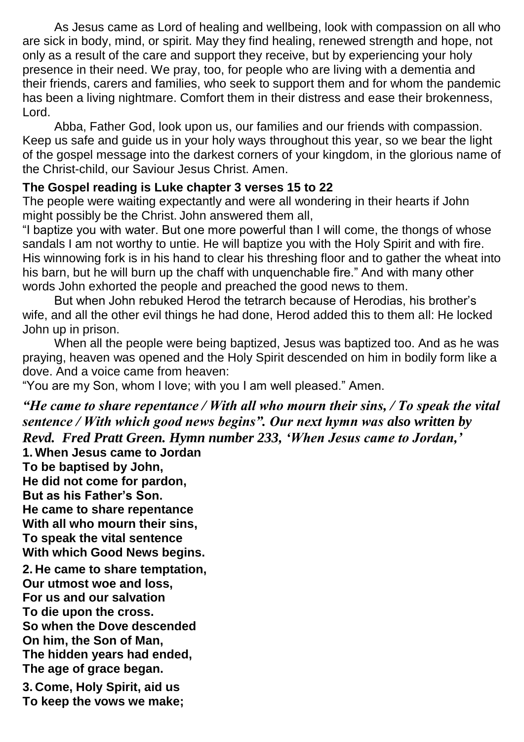As Jesus came as Lord of healing and wellbeing, look with compassion on all who are sick in body, mind, or spirit. May they find healing, renewed strength and hope, not only as a result of the care and support they receive, but by experiencing your holy presence in their need. We pray, too, for people who are living with a dementia and their friends, carers and families, who seek to support them and for whom the pandemic has been a living nightmare. Comfort them in their distress and ease their brokenness, Lord.

Abba, Father God, look upon us, our families and our friends with compassion. Keep us safe and guide us in your holy ways throughout this year, so we bear the light of the gospel message into the darkest corners of your kingdom, in the glorious name of the Christ-child, our Saviour Jesus Christ. Amen.

**The Gospel reading is Luke chapter 3 verses 15 to 22**

The people were waiting expectantly and were all wondering in their hearts if John might possibly be the Christ. John answered them all,

"I baptize you with water. But one more powerful than I will come, the thongs of whose sandals I am not worthy to untie. He will baptize you with the Holy Spirit and with fire. His winnowing fork is in his hand to clear his threshing floor and to gather the wheat into his barn, but he will burn up the chaff with unquenchable fire." And with many other words John exhorted the people and preached the good news to them.

But when John rebuked Herod the tetrarch because of Herodias, his brother's wife, and all the other evil things he had done, Herod added this to them all: He locked John up in prison.

When all the people were being baptized, Jesus was baptized too. And as he was praying, heaven was opened and the Holy Spirit descended on him in bodily form like a dove. And a voice came from heaven:

"You are my Son, whom I love; with you I am well pleased." Amen.

***"He came to share repentance / With all who mourn their sins, / To speak the vital sentence / With which good news begins". Our next hymn was also written by Revd. Fred Pratt Green. Hymn number 233, 'When Jesus came to Jordan,'***

**1. When Jesus came to Jordan**
**To be baptised by John,**
**He did not come for pardon,**
**But as his Father's Son.**
**He came to share repentance**
**With all who mourn their sins,**
**To speak the vital sentence**
**With which Good News begins.**

**2. He came to share temptation,**
**Our utmost woe and loss,**
**For us and our salvation**
**To die upon the cross.**
**So when the Dove descended**
**On him, the Son of Man,**
**The hidden years had ended,**
**The age of grace began.**

**3. Come, Holy Spirit, aid us**
**To keep the vows we make;**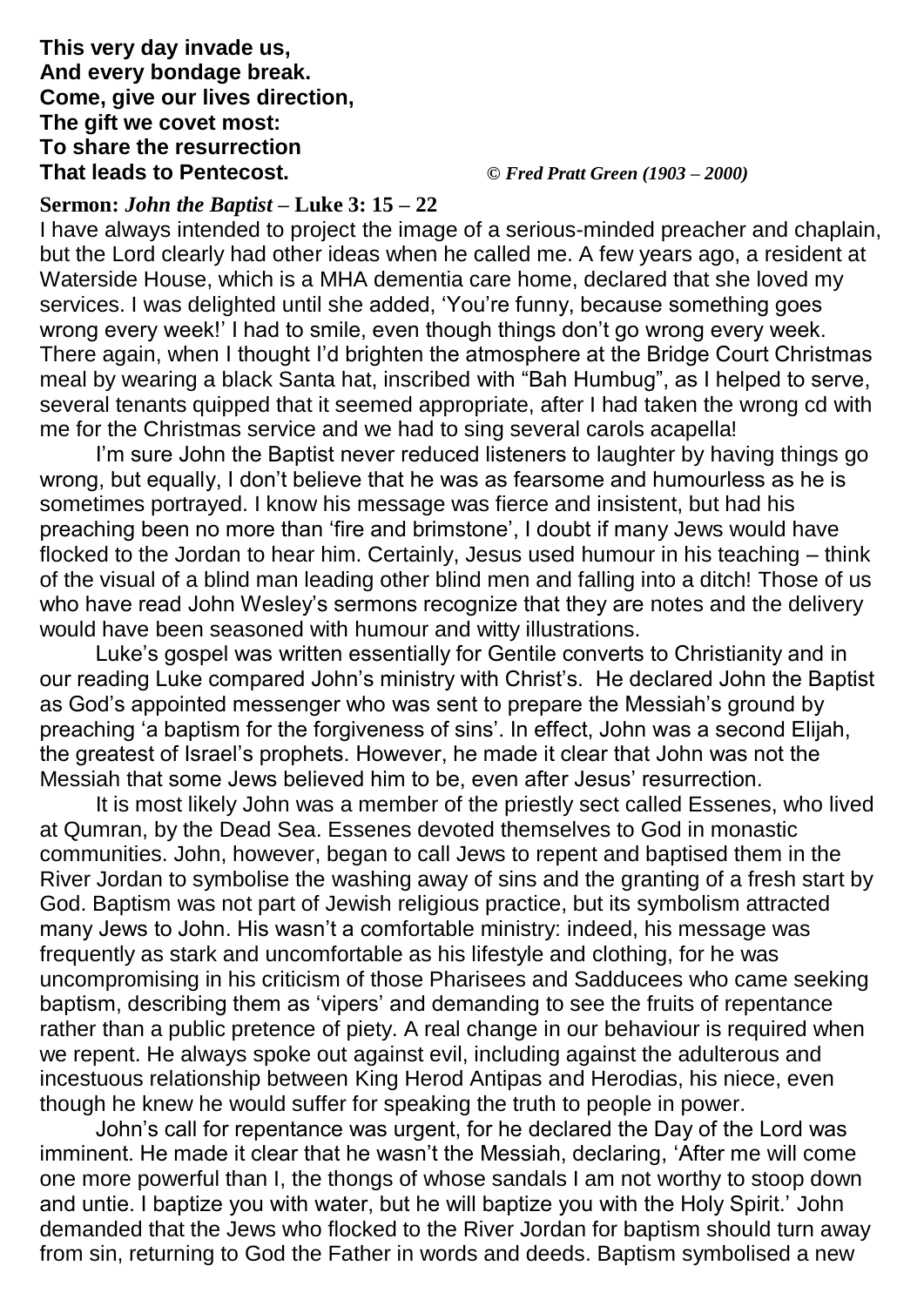**This very day invade us,**
**And every bondage break.**
**Come, give our lives direction,**
**The gift we covet most:**
**To share the resurrection**
**That leads to Pentecost.** *© Fred Pratt Green (1903 – 2000)*

**Sermon:** ***John the Baptist*** **– Luke 3: 15 – 22**

I have always intended to project the image of a serious-minded preacher and chaplain, but the Lord clearly had other ideas when he called me. A few years ago, a resident at Waterside House, which is a MHA dementia care home, declared that she loved my services. I was delighted until she added, 'You're funny, because something goes wrong every week!' I had to smile, even though things don't go wrong every week. There again, when I thought I'd brighten the atmosphere at the Bridge Court Christmas meal by wearing a black Santa hat, inscribed with "Bah Humbug", as I helped to serve, several tenants quipped that it seemed appropriate, after I had taken the wrong cd with me for the Christmas service and we had to sing several carols acapella!

I'm sure John the Baptist never reduced listeners to laughter by having things go wrong, but equally, I don't believe that he was as fearsome and humourless as he is sometimes portrayed. I know his message was fierce and insistent, but had his preaching been no more than 'fire and brimstone', I doubt if many Jews would have flocked to the Jordan to hear him. Certainly, Jesus used humour in his teaching – think of the visual of a blind man leading other blind men and falling into a ditch! Those of us who have read John Wesley's sermons recognize that they are notes and the delivery would have been seasoned with humour and witty illustrations.

Luke's gospel was written essentially for Gentile converts to Christianity and in our reading Luke compared John's ministry with Christ's. He declared John the Baptist as God's appointed messenger who was sent to prepare the Messiah's ground by preaching 'a baptism for the forgiveness of sins'. In effect, John was a second Elijah, the greatest of Israel's prophets. However, he made it clear that John was not the Messiah that some Jews believed him to be, even after Jesus' resurrection.

It is most likely John was a member of the priestly sect called Essenes, who lived at Qumran, by the Dead Sea. Essenes devoted themselves to God in monastic communities. John, however, began to call Jews to repent and baptised them in the River Jordan to symbolise the washing away of sins and the granting of a fresh start by God. Baptism was not part of Jewish religious practice, but its symbolism attracted many Jews to John. His wasn't a comfortable ministry: indeed, his message was frequently as stark and uncomfortable as his lifestyle and clothing, for he was uncompromising in his criticism of those Pharisees and Sadducees who came seeking baptism, describing them as 'vipers' and demanding to see the fruits of repentance rather than a public pretence of piety. A real change in our behaviour is required when we repent. He always spoke out against evil, including against the adulterous and incestuous relationship between King Herod Antipas and Herodias, his niece, even though he knew he would suffer for speaking the truth to people in power.

John's call for repentance was urgent, for he declared the Day of the Lord was imminent. He made it clear that he wasn't the Messiah, declaring, 'After me will come one more powerful than I, the thongs of whose sandals I am not worthy to stoop down and untie. I baptize you with water, but he will baptize you with the Holy Spirit.' John demanded that the Jews who flocked to the River Jordan for baptism should turn away from sin, returning to God the Father in words and deeds. Baptism symbolised a new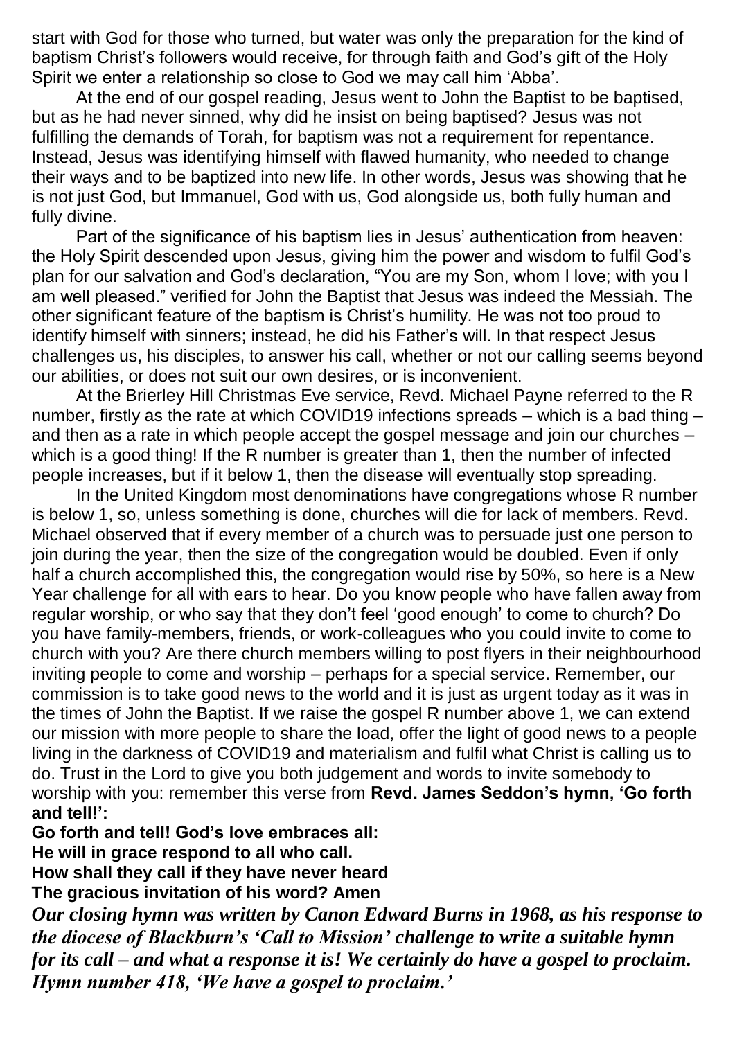start with God for those who turned, but water was only the preparation for the kind of baptism Christ's followers would receive, for through faith and God's gift of the Holy Spirit we enter a relationship so close to God we may call him 'Abba'.

At the end of our gospel reading, Jesus went to John the Baptist to be baptised, but as he had never sinned, why did he insist on being baptised? Jesus was not fulfilling the demands of Torah, for baptism was not a requirement for repentance. Instead, Jesus was identifying himself with flawed humanity, who needed to change their ways and to be baptized into new life. In other words, Jesus was showing that he is not just God, but Immanuel, God with us, God alongside us, both fully human and fully divine.

Part of the significance of his baptism lies in Jesus' authentication from heaven: the Holy Spirit descended upon Jesus, giving him the power and wisdom to fulfil God's plan for our salvation and God's declaration, "You are my Son, whom I love; with you I am well pleased." verified for John the Baptist that Jesus was indeed the Messiah. The other significant feature of the baptism is Christ's humility. He was not too proud to identify himself with sinners; instead, he did his Father's will. In that respect Jesus challenges us, his disciples, to answer his call, whether or not our calling seems beyond our abilities, or does not suit our own desires, or is inconvenient.

At the Brierley Hill Christmas Eve service, Revd. Michael Payne referred to the R number, firstly as the rate at which COVID19 infections spreads – which is a bad thing – and then as a rate in which people accept the gospel message and join our churches – which is a good thing! If the R number is greater than 1, then the number of infected people increases, but if it below 1, then the disease will eventually stop spreading.

In the United Kingdom most denominations have congregations whose R number is below 1, so, unless something is done, churches will die for lack of members. Revd. Michael observed that if every member of a church was to persuade just one person to join during the year, then the size of the congregation would be doubled. Even if only half a church accomplished this, the congregation would rise by 50%, so here is a New Year challenge for all with ears to hear. Do you know people who have fallen away from regular worship, or who say that they don't feel 'good enough' to come to church? Do you have family-members, friends, or work-colleagues who you could invite to come to church with you? Are there church members willing to post flyers in their neighbourhood inviting people to come and worship – perhaps for a special service. Remember, our commission is to take good news to the world and it is just as urgent today as it was in the times of John the Baptist. If we raise the gospel R number above 1, we can extend our mission with more people to share the load, offer the light of good news to a people living in the darkness of COVID19 and materialism and fulfil what Christ is calling us to do. Trust in the Lord to give you both judgement and words to invite somebody to worship with you: remember this verse from **Revd. James Seddon's hymn, 'Go forth and tell!':**

**Go forth and tell! God's love embraces all:**
**He will in grace respond to all who call.**
**How shall they call if they have never heard**
**The gracious invitation of his word? Amen**

***Our closing hymn was written by Canon Edward Burns in 1968, as his response to the diocese of Blackburn's 'Call to Mission' challenge to write a suitable hymn for its call – and what a response it is! We certainly do have a gospel to proclaim. Hymn number 418, 'We have a gospel to proclaim.'***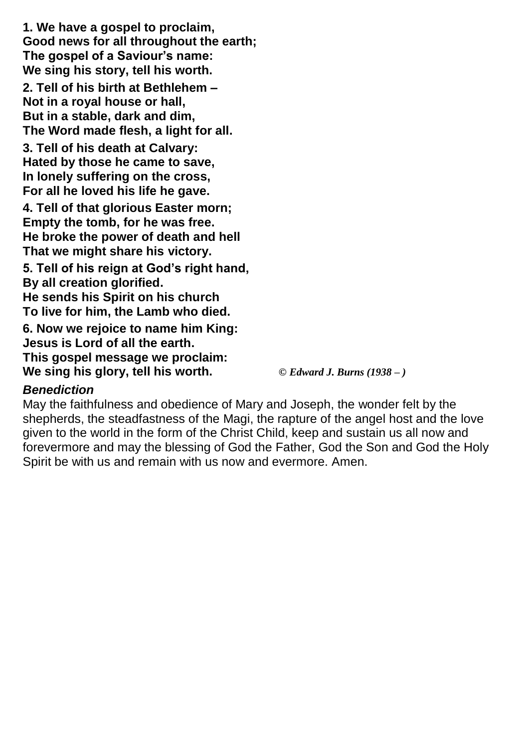**1. We have a gospel to proclaim,**
**Good news for all throughout the earth;**
**The gospel of a Saviour's name:**
**We sing his story, tell his worth.**

**2. Tell of his birth at Bethlehem –**
**Not in a royal house or hall,**
**But in a stable, dark and dim,**
**The Word made flesh, a light for all.**

**3. Tell of his death at Calvary:**
**Hated by those he came to save,**
**In lonely suffering on the cross,**
**For all he loved his life he gave.**

**4. Tell of that glorious Easter morn;**
**Empty the tomb, for he was free.**
**He broke the power of death and hell**
**That we might share his victory.**

**5. Tell of his reign at God's right hand,**
**By all creation glorified.**
**He sends his Spirit on his church**
**To live for him, the Lamb who died.**

**6. Now we rejoice to name him King:**
**Jesus is Lord of all the earth.**
**This gospel message we proclaim:**
**We sing his glory, tell his worth.**

*© Edward J. Burns (1938 – )*

***Benediction***

May the faithfulness and obedience of Mary and Joseph, the wonder felt by the shepherds, the steadfastness of the Magi, the rapture of the angel host and the love given to the world in the form of the Christ Child, keep and sustain us all now and forevermore and may the blessing of God the Father, God the Son and God the Holy Spirit be with us and remain with us now and evermore. Amen.